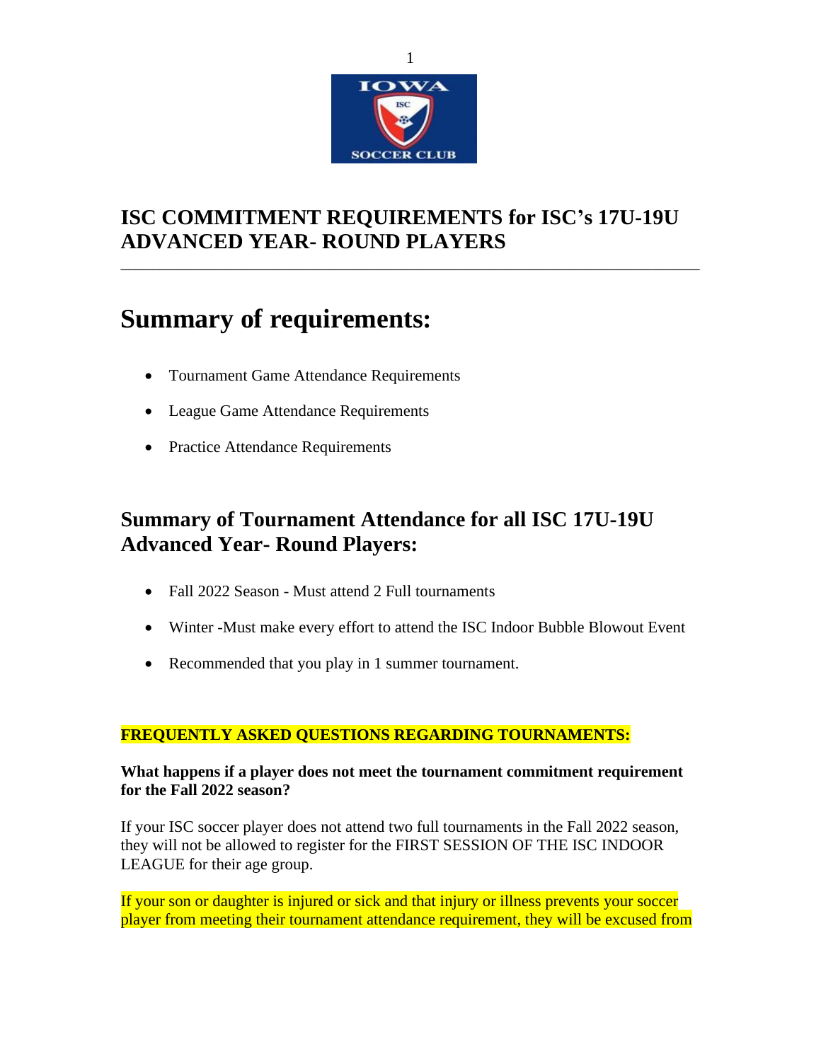# ISC COMMITMENT REQUIREMENTS for ISC's 17U-19U ADVANCED YEAR- ROUND PLAYERS

---

# Summary of requirements:

- Tournament Game Attendance Requirements
- League Game Attendance Requirements
- Practice Attendance Requirements

## Summary of Tournament Attendance for all ISC 17U-19U Advanced Year- Round Players:

- Fall 2022 Season - Must attend 2 Full tournaments
- Winter -Must make every effort to attend the ISC Indoor Bubble Blowout Event
- Recommended that you play in 1 summer tournament.

**FREQUENTLY ASKED QUESTIONS REGARDING TOURNAMENTS:**

**What happens if a player does not meet the tournament commitment requirement for the Fall 2022 season?**

If your ISC soccer player does not attend two full tournaments in the Fall 2022 season, they will not be allowed to register for the FIRST SESSION OF THE ISC INDOOR LEAGUE for their age group.

If your son or daughter is injured or sick and that injury or illness prevents your soccer player from meeting their tournament attendance requirement, they will be excused from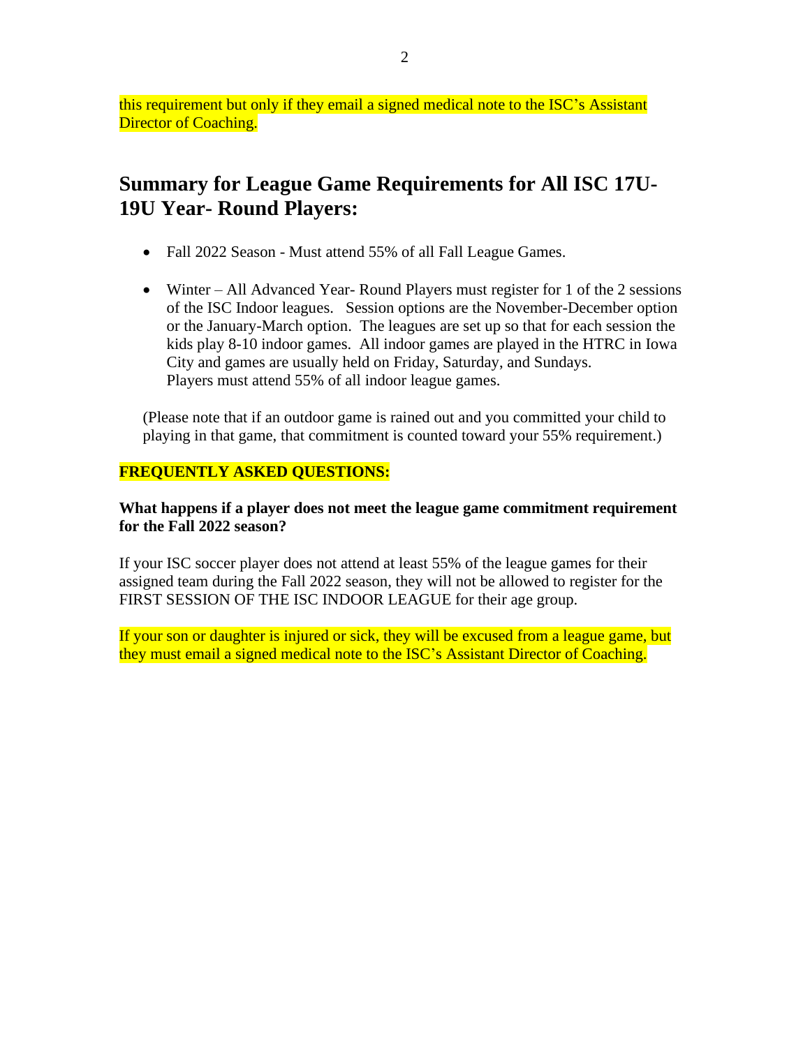this requirement but only if they email a signed medical note to the ISC's Assistant Director of Coaching.

## Summary for League Game Requirements for All ISC 17U-19U Year- Round Players:

- Fall 2022 Season - Must attend 55% of all Fall League Games.

- Winter – All Advanced Year- Round Players must register for 1 of the 2 sessions of the ISC Indoor leagues. Session options are the November-December option or the January-March option. The leagues are set up so that for each session the kids play 8-10 indoor games. All indoor games are played in the HTRC in Iowa City and games are usually held on Friday, Saturday, and Sundays.
  Players must attend 55% of all indoor league games.

(Please note that if an outdoor game is rained out and you committed your child to playing in that game, that commitment is counted toward your 55% requirement.)

**FREQUENTLY ASKED QUESTIONS:**

**What happens if a player does not meet the league game commitment requirement for the Fall 2022 season?**

If your ISC soccer player does not attend at least 55% of the league games for their assigned team during the Fall 2022 season, they will not be allowed to register for the FIRST SESSION OF THE ISC INDOOR LEAGUE for their age group.

If your son or daughter is injured or sick, they will be excused from a league game, but they must email a signed medical note to the ISC's Assistant Director of Coaching.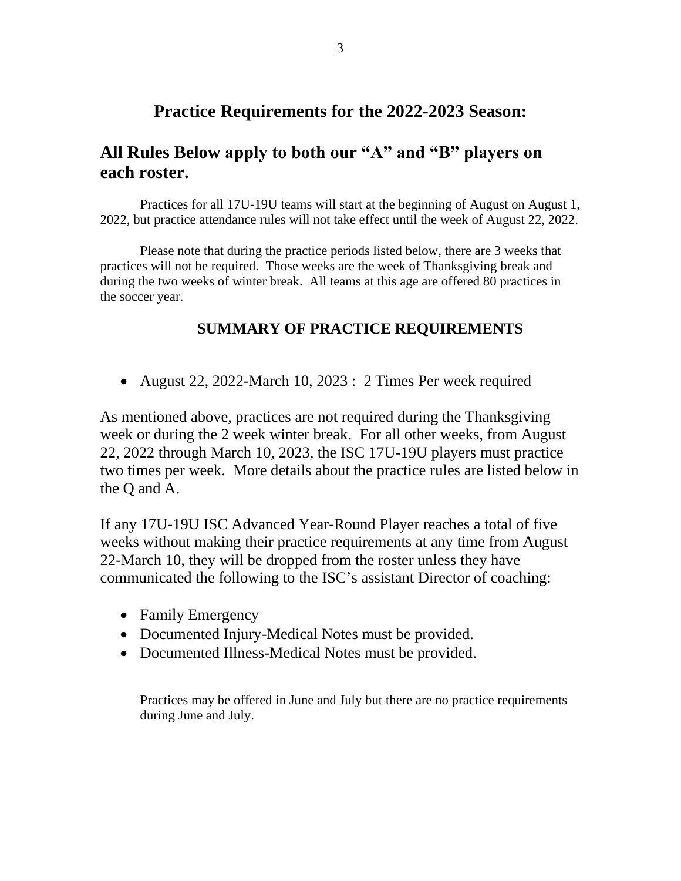# Practice Requirements for the 2022-2023 Season:

## All Rules Below apply to both our "A" and "B" players on each roster.

Practices for all 17U-19U teams will start at the beginning of August on August 1, 2022, but practice attendance rules will not take effect until the week of August 22, 2022.

Please note that during the practice periods listed below, there are 3 weeks that practices will not be required. Those weeks are the week of Thanksgiving break and during the two weeks of winter break. All teams at this age are offered 80 practices in the soccer year.

### SUMMARY OF PRACTICE REQUIREMENTS

- August 22, 2022-March 10, 2023 : 2 Times Per week required

As mentioned above, practices are not required during the Thanksgiving week or during the 2 week winter break. For all other weeks, from August 22, 2022 through March 10, 2023, the ISC 17U-19U players must practice two times per week. More details about the practice rules are listed below in the Q and A.

If any 17U-19U ISC Advanced Year-Round Player reaches a total of five weeks without making their practice requirements at any time from August 22-March 10, they will be dropped from the roster unless they have communicated the following to the ISC's assistant Director of coaching:

- Family Emergency
- Documented Injury-Medical Notes must be provided.
- Documented Illness-Medical Notes must be provided.

Practices may be offered in June and July but there are no practice requirements during June and July.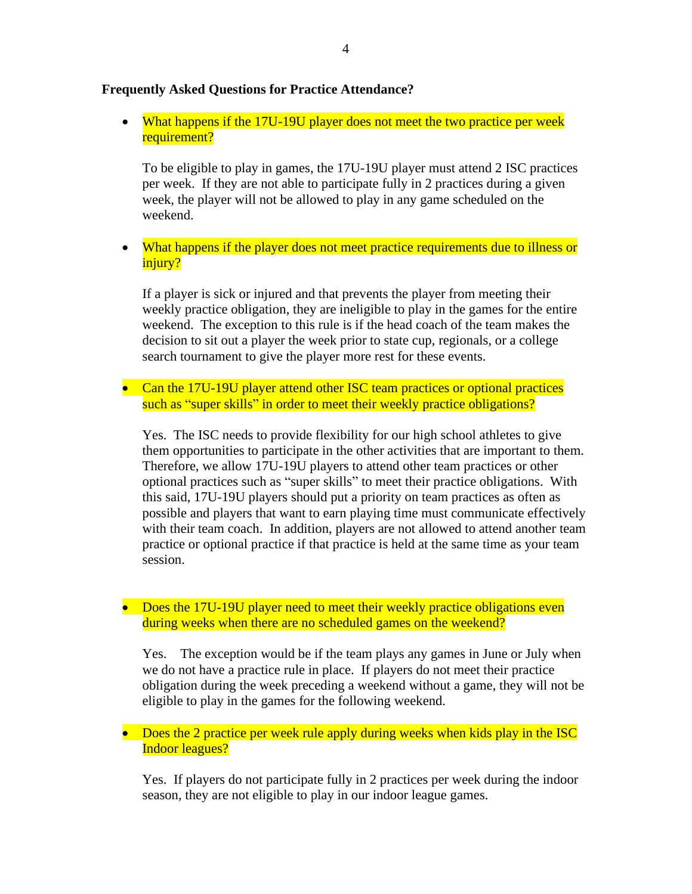**Frequently Asked Questions for Practice Attendance?**

- What happens if the 17U-19U player does not meet the two practice per week requirement?

  To be eligible to play in games, the 17U-19U player must attend 2 ISC practices per week. If they are not able to participate fully in 2 practices during a given week, the player will not be allowed to play in any game scheduled on the weekend.

- What happens if the player does not meet practice requirements due to illness or injury?

  If a player is sick or injured and that prevents the player from meeting their weekly practice obligation, they are ineligible to play in the games for the entire weekend. The exception to this rule is if the head coach of the team makes the decision to sit out a player the week prior to state cup, regionals, or a college search tournament to give the player more rest for these events.

- Can the 17U-19U player attend other ISC team practices or optional practices such as "super skills" in order to meet their weekly practice obligations?

  Yes. The ISC needs to provide flexibility for our high school athletes to give them opportunities to participate in the other activities that are important to them. Therefore, we allow 17U-19U players to attend other team practices or other optional practices such as "super skills" to meet their practice obligations. With this said, 17U-19U players should put a priority on team practices as often as possible and players that want to earn playing time must communicate effectively with their team coach. In addition, players are not allowed to attend another team practice or optional practice if that practice is held at the same time as your team session.

- Does the 17U-19U player need to meet their weekly practice obligations even during weeks when there are no scheduled games on the weekend?

  Yes. The exception would be if the team plays any games in June or July when we do not have a practice rule in place. If players do not meet their practice obligation during the week preceding a weekend without a game, they will not be eligible to play in the games for the following weekend.

- Does the 2 practice per week rule apply during weeks when kids play in the ISC Indoor leagues?

  Yes. If players do not participate fully in 2 practices per week during the indoor season, they are not eligible to play in our indoor league games.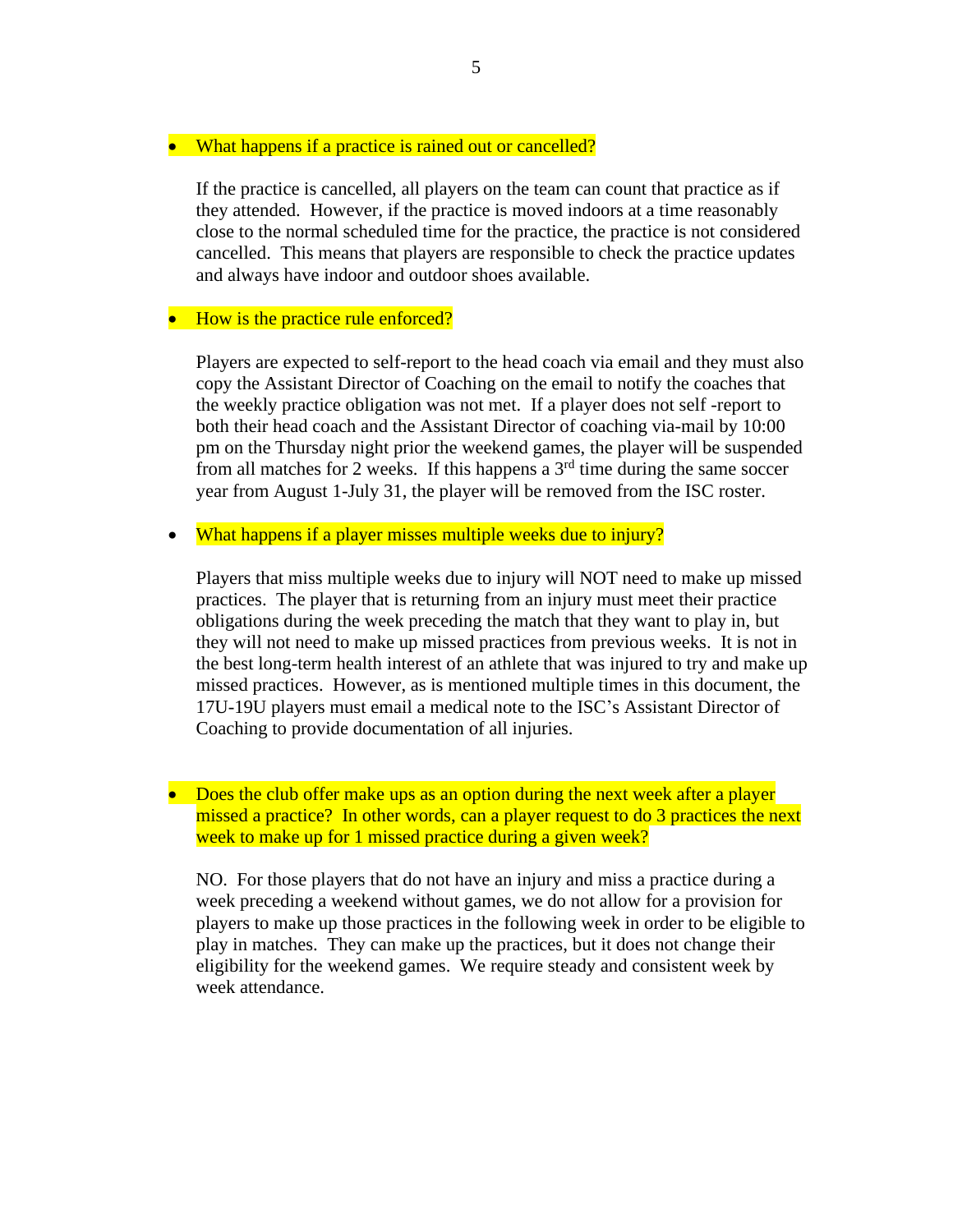- What happens if a practice is rained out or cancelled?

  If the practice is cancelled, all players on the team can count that practice as if they attended. However, if the practice is moved indoors at a time reasonably close to the normal scheduled time for the practice, the practice is not considered cancelled. This means that players are responsible to check the practice updates and always have indoor and outdoor shoes available.

- How is the practice rule enforced?

  Players are expected to self-report to the head coach via email and they must also copy the Assistant Director of Coaching on the email to notify the coaches that the weekly practice obligation was not met. If a player does not self -report to both their head coach and the Assistant Director of coaching via-mail by 10:00 pm on the Thursday night prior the weekend games, the player will be suspended from all matches for 2 weeks. If this happens a 3rd time during the same soccer year from August 1-July 31, the player will be removed from the ISC roster.

- What happens if a player misses multiple weeks due to injury?

  Players that miss multiple weeks due to injury will NOT need to make up missed practices. The player that is returning from an injury must meet their practice obligations during the week preceding the match that they want to play in, but they will not need to make up missed practices from previous weeks. It is not in the best long-term health interest of an athlete that was injured to try and make up missed practices. However, as is mentioned multiple times in this document, the 17U-19U players must email a medical note to the ISC's Assistant Director of Coaching to provide documentation of all injuries.

- Does the club offer make ups as an option during the next week after a player missed a practice? In other words, can a player request to do 3 practices the next week to make up for 1 missed practice during a given week?

  NO. For those players that do not have an injury and miss a practice during a week preceding a weekend without games, we do not allow for a provision for players to make up those practices in the following week in order to be eligible to play in matches. They can make up the practices, but it does not change their eligibility for the weekend games. We require steady and consistent week by week attendance.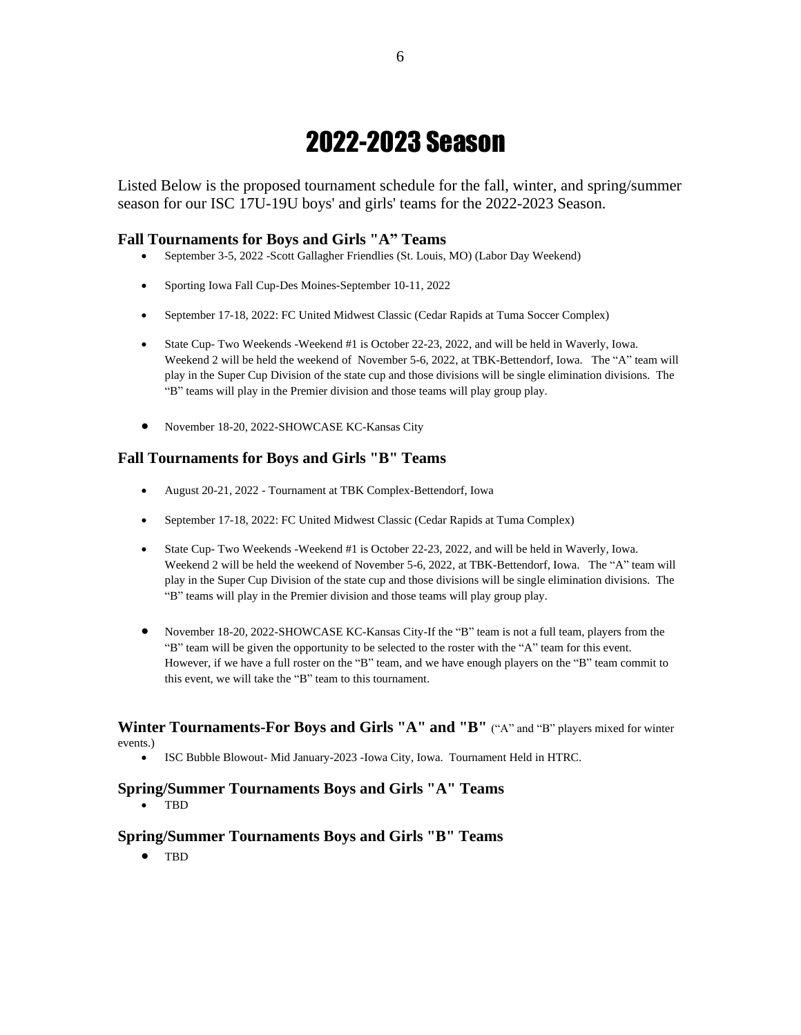# 2022-2023 Season

Listed Below is the proposed tournament schedule for the fall, winter, and spring/summer season for our ISC 17U-19U boys' and girls' teams for the 2022-2023 Season.

### Fall Tournaments for Boys and Girls "A" Teams

- September 3-5, 2022 -Scott Gallagher Friendlies (St. Louis, MO) (Labor Day Weekend)
- Sporting Iowa Fall Cup-Des Moines-September 10-11, 2022
- September 17-18, 2022: FC United Midwest Classic (Cedar Rapids at Tuma Soccer Complex)
- State Cup- Two Weekends -Weekend #1 is October 22-23, 2022, and will be held in Waverly, Iowa. Weekend 2 will be held the weekend of November 5-6, 2022, at TBK-Bettendorf, Iowa. The "A" team will play in the Super Cup Division of the state cup and those divisions will be single elimination divisions. The "B" teams will play in the Premier division and those teams will play group play.
- November 18-20, 2022-SHOWCASE KC-Kansas City

### Fall Tournaments for Boys and Girls "B" Teams

- August 20-21, 2022 - Tournament at TBK Complex-Bettendorf, Iowa
- September 17-18, 2022: FC United Midwest Classic (Cedar Rapids at Tuma Complex)
- State Cup- Two Weekends -Weekend #1 is October 22-23, 2022, and will be held in Waverly, Iowa. Weekend 2 will be held the weekend of November 5-6, 2022, at TBK-Bettendorf, Iowa. The "A" team will play in the Super Cup Division of the state cup and those divisions will be single elimination divisions. The "B" teams will play in the Premier division and those teams will play group play.
- November 18-20, 2022-SHOWCASE KC-Kansas City-If the "B" team is not a full team, players from the "B" team will be given the opportunity to be selected to the roster with the "A" team for this event. However, if we have a full roster on the "B" team, and we have enough players on the "B" team commit to this event, we will take the "B" team to this tournament.

### Winter Tournaments-For Boys and Girls "A" and "B" ("A" and "B" players mixed for winter events.)

- ISC Bubble Blowout- Mid January-2023 -Iowa City, Iowa. Tournament Held in HTRC.

### Spring/Summer Tournaments Boys and Girls "A" Teams

- TBD

### Spring/Summer Tournaments Boys and Girls "B" Teams

- TBD